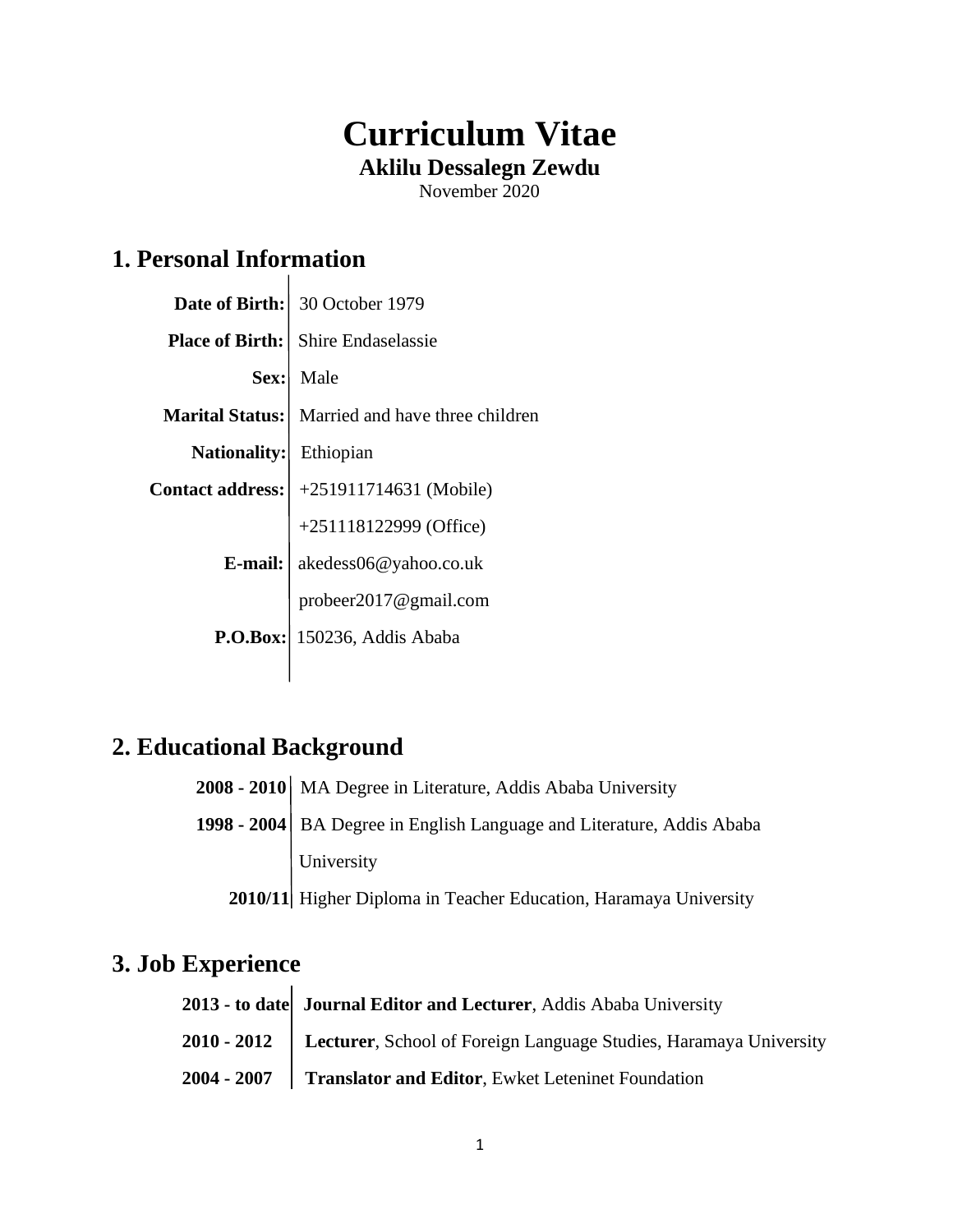# Curriculum Vitae

**Aklilu Dessalegn Zewdu**

November 2020

## 1. Personal Information

| | |
|---|---|
| **Date of Birth:** | 30 October 1979 |
| **Place of Birth:** | Shire Endaselassie |
| **Sex:** | Male |
| **Marital Status:** | Married and have three children |
| **Nationality:** | Ethiopian |
| **Contact address:** | +251911714631 (Mobile) |
| | +251118122999 (Office) |
| **E-mail:** | akedess06@yahoo.co.uk |
| | probeer2017@gmail.com |
| **P.O.Box:** | 150236, Addis Ababa |

## 2. Educational Background

| | |
|---|---|
| **2008 - 2010** | MA Degree in Literature, Addis Ababa University |
| **1998 - 2004** | BA Degree in English Language and Literature, Addis Ababa University |
| **2010/11** | Higher Diploma in Teacher Education, Haramaya University |

## 3. Job Experience

| | |
|---|---|
| **2013 - to date** | **Journal Editor and Lecturer**, Addis Ababa University |
| **2010 - 2012** | **Lecturer**, School of Foreign Language Studies, Haramaya University |
| **2004 - 2007** | **Translator and Editor**, Ewket Leteninet Foundation |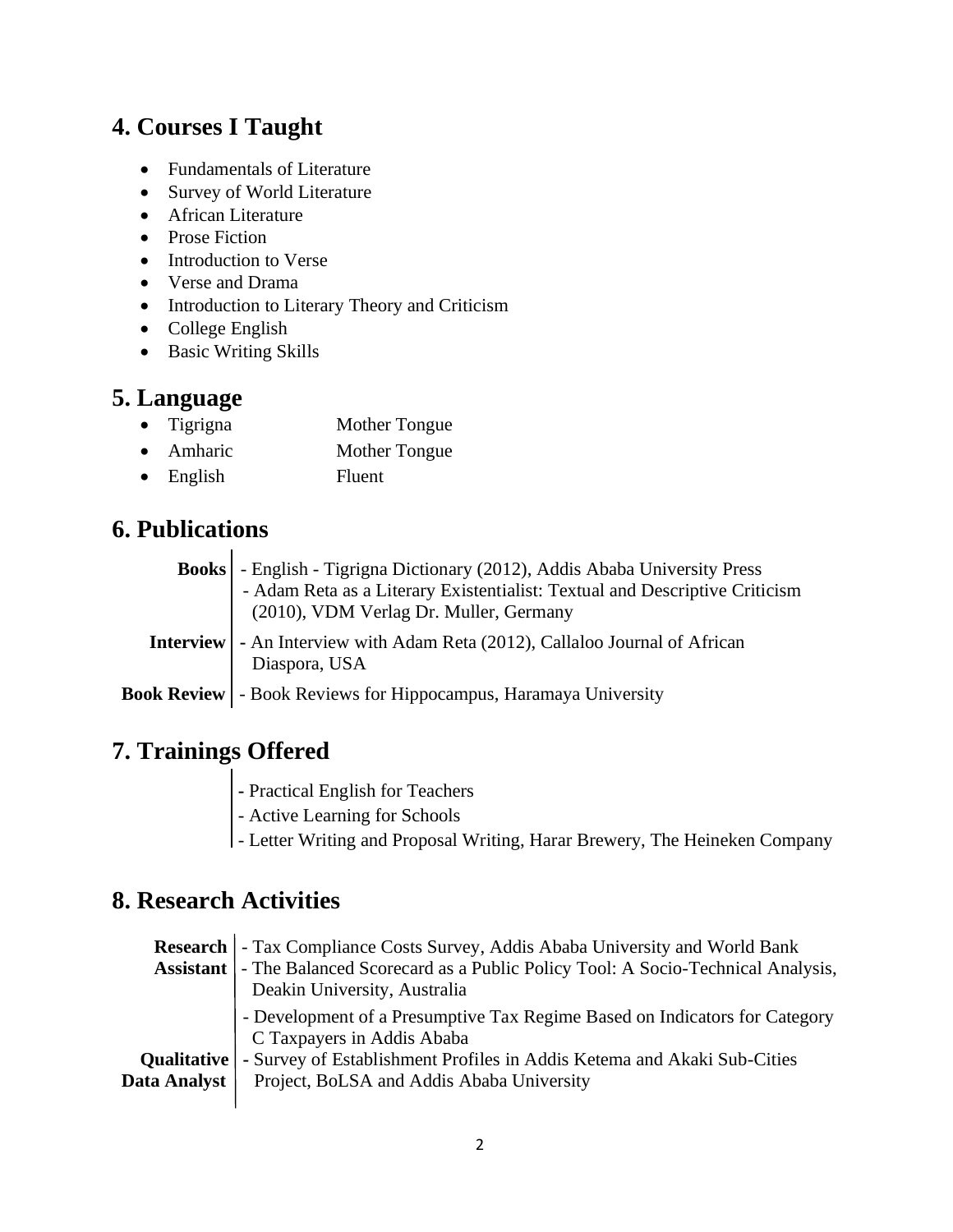## 4. Courses I Taught

- Fundamentals of Literature
- Survey of World Literature
- African Literature
- Prose Fiction
- Introduction to Verse
- Verse and Drama
- Introduction to Literary Theory and Criticism
- College English
- Basic Writing Skills

## 5. Language

| | |
|---|---|
| Tigrigna | Mother Tongue |
| Amharic | Mother Tongue |
| English | Fluent |

## 6. Publications

| | |
|---|---|
| **Books** | - English - Tigrigna Dictionary (2012), Addis Ababa University Press<br>- Adam Reta as a Literary Existentialist: Textual and Descriptive Criticism (2010), VDM Verlag Dr. Muller, Germany |
| **Interview** | - An Interview with Adam Reta (2012), Callaloo Journal of African Diaspora, USA |
| **Book Review** | - Book Reviews for Hippocampus, Haramaya University |

## 7. Trainings Offered

- Practical English for Teachers
- Active Learning for Schools
- Letter Writing and Proposal Writing, Harar Brewery, The Heineken Company

## 8. Research Activities

| | |
|---|---|
| **Research Assistant** | - Tax Compliance Costs Survey, Addis Ababa University and World Bank<br>- The Balanced Scorecard as a Public Policy Tool: A Socio-Technical Analysis, Deakin University, Australia<br>- Development of a Presumptive Tax Regime Based on Indicators for Category C Taxpayers in Addis Ababa |
| **Qualitative Data Analyst** | - Survey of Establishment Profiles in Addis Ketema and Akaki Sub-Cities Project, BoLSA and Addis Ababa University |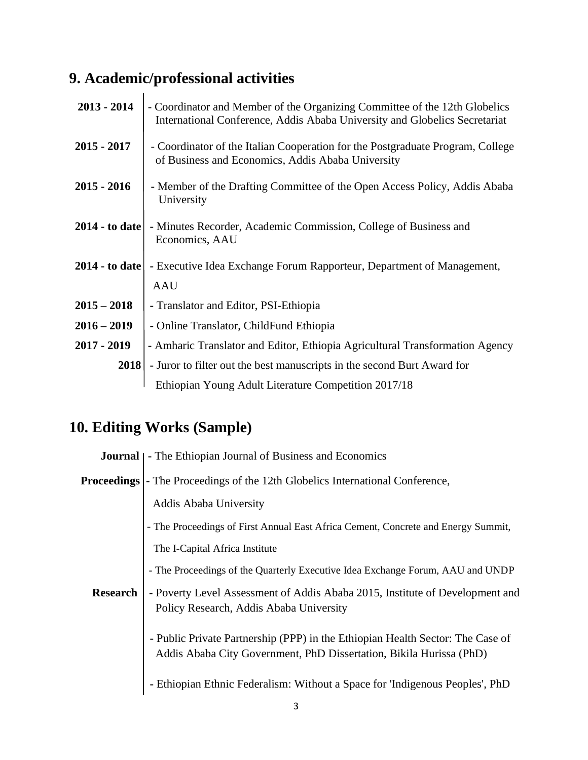## 9. Academic/professional activities

| | |
|---|---|
| **2013 - 2014** | - Coordinator and Member of the Organizing Committee of the 12th Globelics International Conference, Addis Ababa University and Globelics Secretariat |
| **2015 - 2017** | - Coordinator of the Italian Cooperation for the Postgraduate Program, College of Business and Economics, Addis Ababa University |
| **2015 - 2016** | - Member of the Drafting Committee of the Open Access Policy, Addis Ababa University |
| **2014 - to date** | - Minutes Recorder, Academic Commission, College of Business and Economics, AAU |
| **2014 - to date** | - Executive Idea Exchange Forum Rapporteur, Department of Management, AAU |
| **2015 – 2018** | - Translator and Editor, PSI-Ethiopia |
| **2016 – 2019** | - Online Translator, ChildFund Ethiopia |
| **2017 - 2019** | - Amharic Translator and Editor, Ethiopia Agricultural Transformation Agency |
| **2018** | - Juror to filter out the best manuscripts in the second Burt Award for Ethiopian Young Adult Literature Competition 2017/18 |

## 10. Editing Works (Sample)

| | |
|---|---|
| **Journal** | - The Ethiopian Journal of Business and Economics |
| **Proceedings** | - The Proceedings of the 12th Globelics International Conference, Addis Ababa University |
| | - The Proceedings of First Annual East Africa Cement, Concrete and Energy Summit, The I-Capital Africa Institute |
| | - The Proceedings of the Quarterly Executive Idea Exchange Forum, AAU and UNDP |
| **Research** | - Poverty Level Assessment of Addis Ababa 2015, Institute of Development and Policy Research, Addis Ababa University |
| | - Public Private Partnership (PPP) in the Ethiopian Health Sector: The Case of Addis Ababa City Government, PhD Dissertation, Bikila Hurissa (PhD) |
| | - Ethiopian Ethnic Federalism: Without a Space for 'Indigenous Peoples', PhD |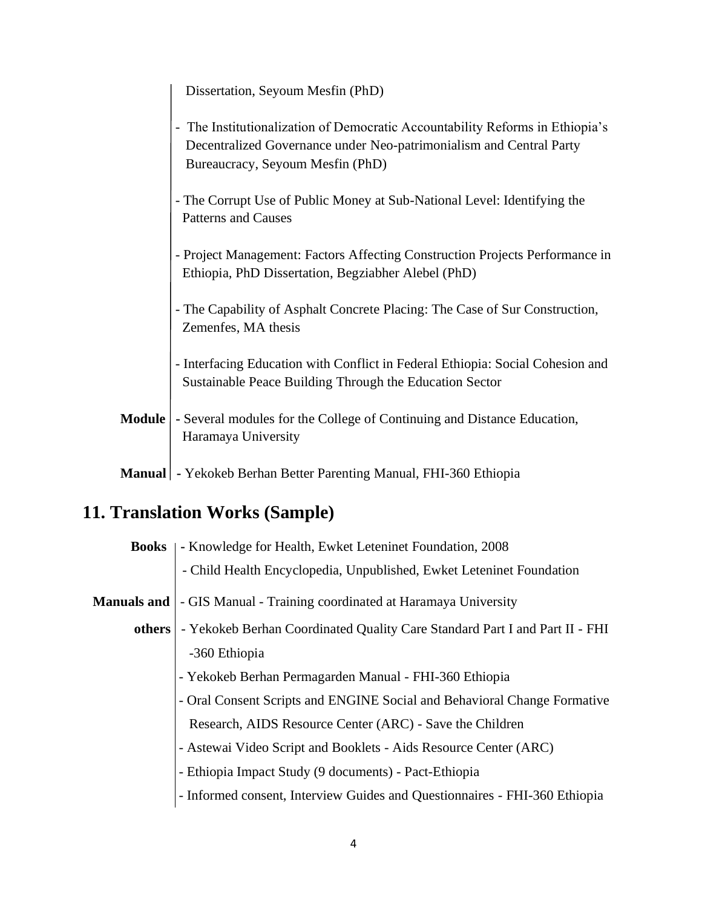| | |
|---|---|
| | Dissertation, Seyoum Mesfin (PhD) |
| | - The Institutionalization of Democratic Accountability Reforms in Ethiopia's Decentralized Governance under Neo-patrimonialism and Central Party Bureaucracy, Seyoum Mesfin (PhD) |
| | - The Corrupt Use of Public Money at Sub-National Level: Identifying the Patterns and Causes |
| | - Project Management: Factors Affecting Construction Projects Performance in Ethiopia, PhD Dissertation, Begziabher Alebel (PhD) |
| | - The Capability of Asphalt Concrete Placing: The Case of Sur Construction, Zemenfes, MA thesis |
| | - Interfacing Education with Conflict in Federal Ethiopia: Social Cohesion and Sustainable Peace Building Through the Education Sector |
| **Module** | - Several modules for the College of Continuing and Distance Education, Haramaya University |
| **Manual** | - Yekokeb Berhan Better Parenting Manual, FHI-360 Ethiopia |

## 11. Translation Works (Sample)

| | |
|---|---|
| **Books** | - Knowledge for Health, Ewket Leteninet Foundation, 2008 |
| | - Child Health Encyclopedia, Unpublished, Ewket Leteninet Foundation |
| **Manuals and others** | - GIS Manual - Training coordinated at Haramaya University |
| | - Yekokeb Berhan Coordinated Quality Care Standard Part I and Part II - FHI -360 Ethiopia |
| | - Yekokeb Berhan Permagarden Manual - FHI-360 Ethiopia |
| | - Oral Consent Scripts and ENGINE Social and Behavioral Change Formative Research, AIDS Resource Center (ARC) - Save the Children |
| | - Astewai Video Script and Booklets - Aids Resource Center (ARC) |
| | - Ethiopia Impact Study (9 documents) - Pact-Ethiopia |
| | - Informed consent, Interview Guides and Questionnaires - FHI-360 Ethiopia |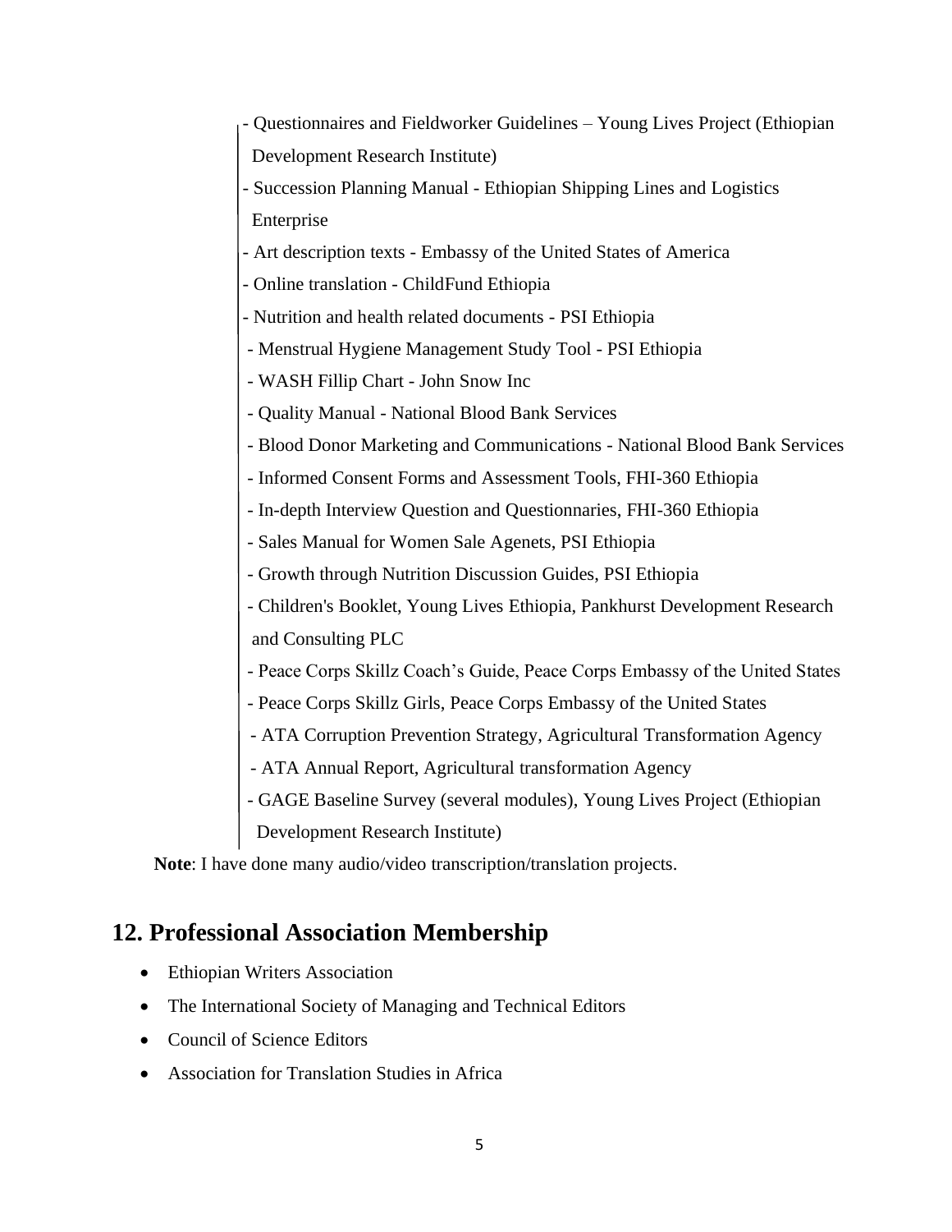- Questionnaires and Fieldworker Guidelines – Young Lives Project (Ethiopian Development Research Institute)
- Succession Planning Manual - Ethiopian Shipping Lines and Logistics Enterprise
- Art description texts - Embassy of the United States of America
- Online translation - ChildFund Ethiopia
- Nutrition and health related documents - PSI Ethiopia
- Menstrual Hygiene Management Study Tool - PSI Ethiopia
- WASH Fillip Chart - John Snow Inc
- Quality Manual - National Blood Bank Services
- Blood Donor Marketing and Communications - National Blood Bank Services
- Informed Consent Forms and Assessment Tools, FHI-360 Ethiopia
- In-depth Interview Question and Questionnaries, FHI-360 Ethiopia
- Sales Manual for Women Sale Agenets, PSI Ethiopia
- Growth through Nutrition Discussion Guides, PSI Ethiopia
- Children's Booklet, Young Lives Ethiopia, Pankhurst Development Research and Consulting PLC
- Peace Corps Skillz Coach's Guide, Peace Corps Embassy of the United States
- Peace Corps Skillz Girls, Peace Corps Embassy of the United States
- ATA Corruption Prevention Strategy, Agricultural Transformation Agency
- ATA Annual Report, Agricultural transformation Agency
- GAGE Baseline Survey (several modules), Young Lives Project (Ethiopian Development Research Institute)

**Note**: I have done many audio/video transcription/translation projects.

## 12. Professional Association Membership

- Ethiopian Writers Association
- The International Society of Managing and Technical Editors
- Council of Science Editors
- Association for Translation Studies in Africa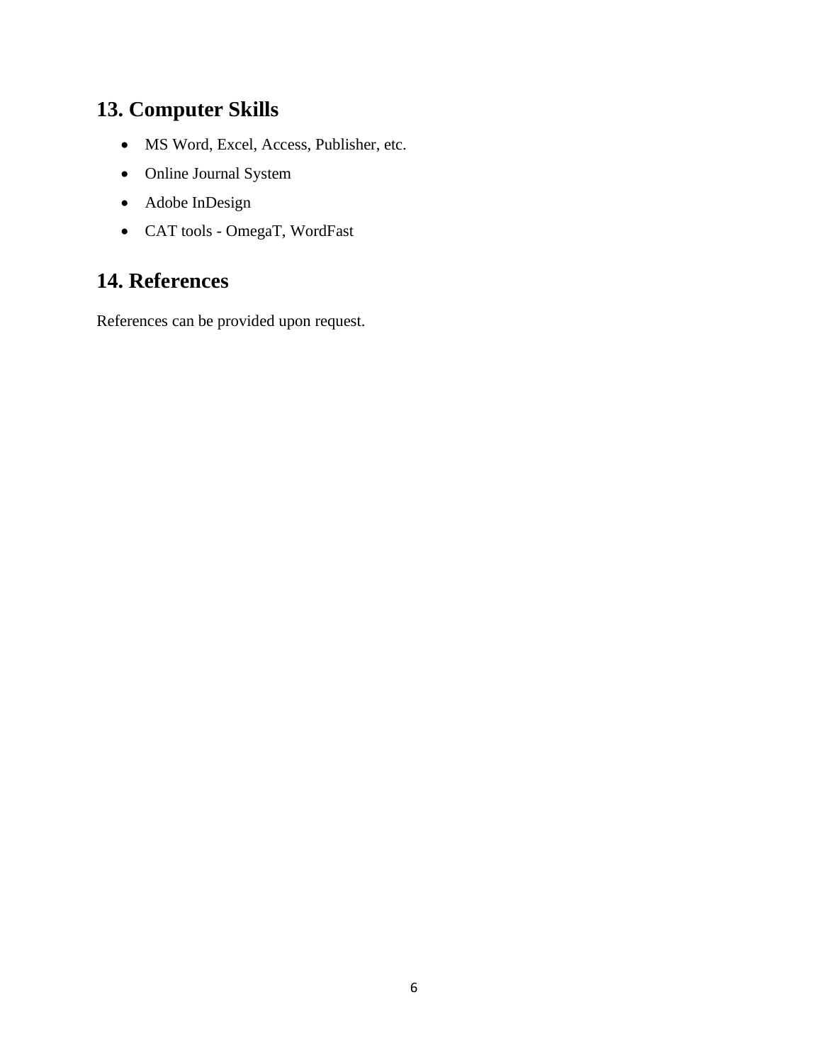## 13. Computer Skills

- MS Word, Excel, Access, Publisher, etc.
- Online Journal System
- Adobe InDesign
- CAT tools - OmegaT, WordFast

## 14. References

References can be provided upon request.